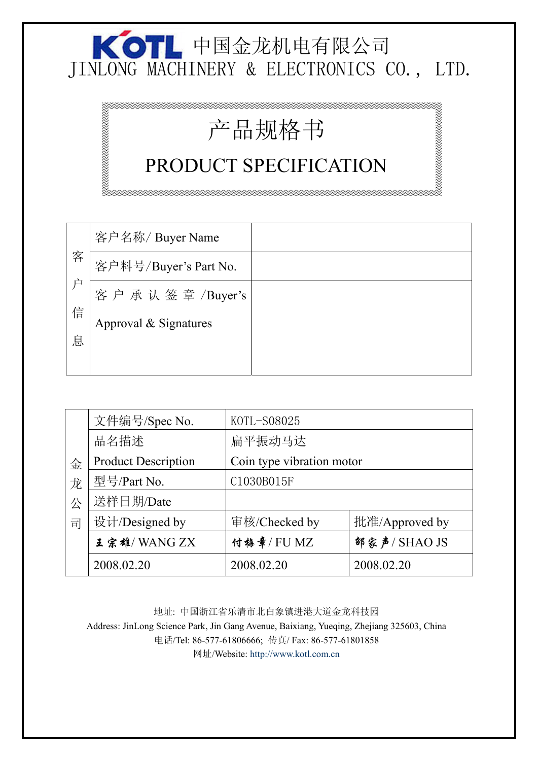# KOTL 中国金龙机电有限公司

JINLONG MACHINERY & ELECTRONICS CO., LTD.

## 产品规格书

## PRODUCT SPECIFICATION

| 客户信息 | 客户名称/ Buyer Name | |
|---|---|---|
| | 客户料号/Buyer's Part No. | |
| | 客户承认签章 /Buyer's Approval & Signatures | |

| 金龙公司 | 文件编号/Spec No. | KOTL-S08025 | |
|---|---|---|---|
| | 品名描述 Product Description | 扁平振动马达 Coin type vibration motor | |
| | 型号/Part No. | C1030B015F | |
| | 送样日期/Date | | |
| | 设计/Designed by | 审核/Checked by | 批准/Approved by |
| | 王宗雄/ WANG ZX | 付梅章/ FU MZ | 邵家声/ SHAO JS |
| | 2008.02.20 | 2008.02.20 | 2008.02.20 |

地址: 中国浙江省乐清市北白象镇进港大道金龙科技园

Address: JinLong Science Park, Jin Gang Avenue, Baixiang, Yueqing, Zhejiang 325603, China

电话/Tel: 86-577-61806666; 传真/ Fax: 86-577-61801858

网址/Website: http://www.kotl.com.cn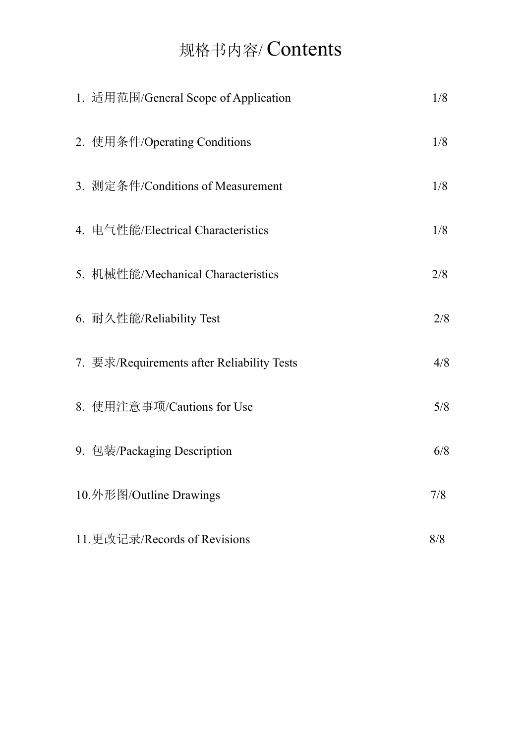# 规格书内容/ Contents

| | |
|---|---|
| 1. 适用范围/General Scope of Application | 1/8 |
| 2. 使用条件/Operating Conditions | 1/8 |
| 3. 测定条件/Conditions of Measurement | 1/8 |
| 4. 电气性能/Electrical Characteristics | 1/8 |
| 5. 机械性能/Mechanical Characteristics | 2/8 |
| 6. 耐久性能/Reliability Test | 2/8 |
| 7. 要求/Requirements after Reliability Tests | 4/8 |
| 8. 使用注意事项/Cautions for Use | 5/8 |
| 9. 包装/Packaging Description | 6/8 |
| 10.外形图/Outline Drawings | 7/8 |
| 11.更改记录/Records of Revisions | 8/8 |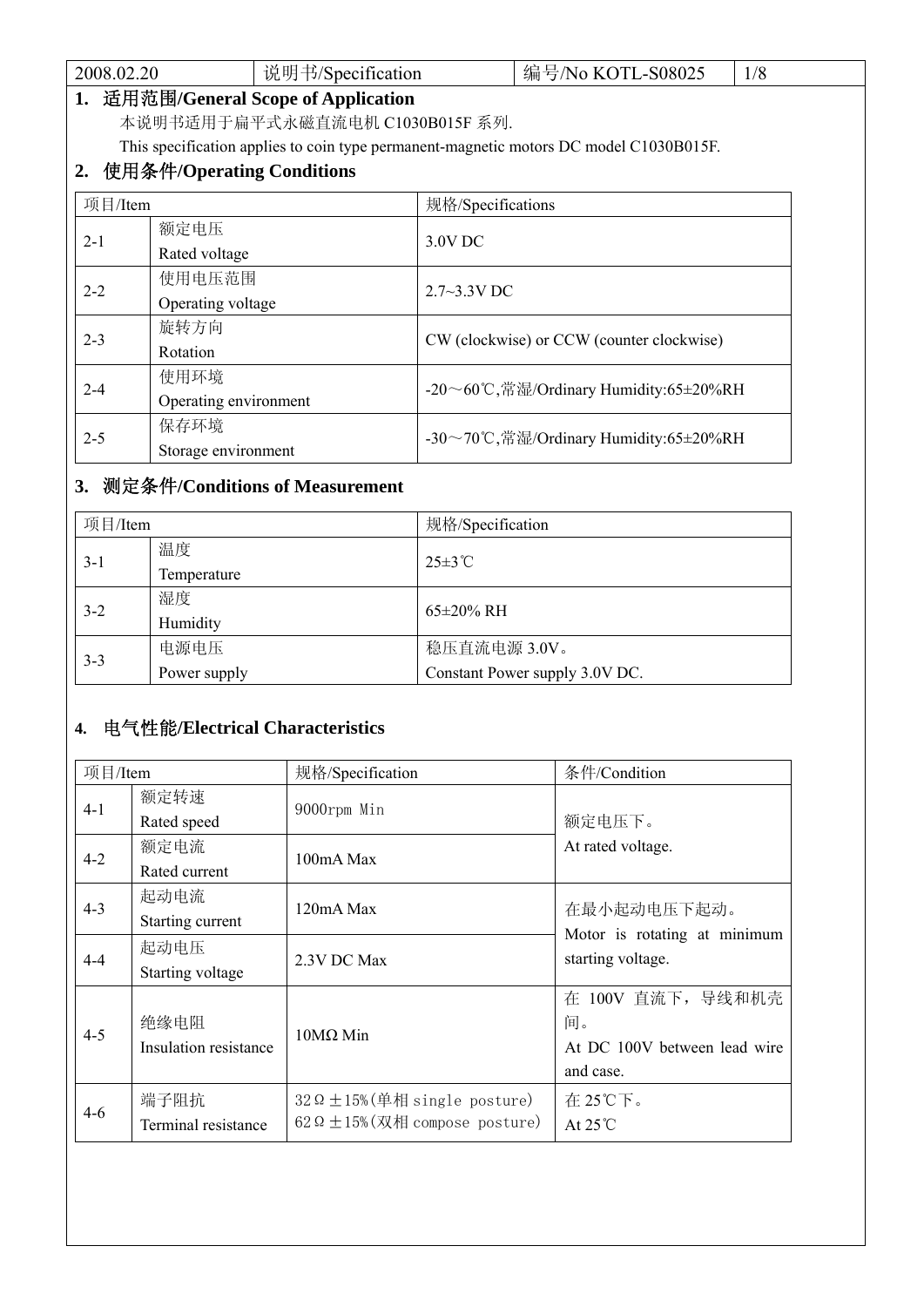## 1. 适用范围/General Scope of Application

本说明书适用于扁平式永磁直流电机 C1030B015F 系列.

This specification applies to coin type permanent-magnetic motors DC model C1030B015F.

## 2. 使用条件/Operating Conditions

| 项目/Item | | 规格/Specifications |
|---|---|---|
| 2-1 | 额定电压<br>Rated voltage | 3.0V DC |
| 2-2 | 使用电压范围<br>Operating voltage | 2.7~3.3V DC |
| 2-3 | 旋转方向<br>Rotation | CW (clockwise) or CCW (counter clockwise) |
| 2-4 | 使用环境<br>Operating environment | -20～60℃,常湿/Ordinary Humidity:65±20%RH |
| 2-5 | 保存环境<br>Storage environment | -30～70℃,常湿/Ordinary Humidity:65±20%RH |

## 3. 测定条件/Conditions of Measurement

| 项目/Item | | 规格/Specification |
|---|---|---|
| 3-1 | 温度<br>Temperature | 25±3℃ |
| 3-2 | 湿度<br>Humidity | 65±20% RH |
| 3-3 | 电源电压<br>Power supply | 稳压直流电源 3.0V。<br>Constant Power supply 3.0V DC. |

## 4. 电气性能/Electrical Characteristics

| 项目/Item | | 规格/Specification | 条件/Condition |
|---|---|---|---|
| 4-1 | 额定转速<br>Rated speed | 9000rpm Min | 额定电压下。<br>At rated voltage. |
| 4-2 | 额定电流<br>Rated current | 100mA Max | |
| 4-3 | 起动电流<br>Starting current | 120mA Max | 在最小起动电压下起动。<br>Motor is rotating at minimum starting voltage. |
| 4-4 | 起动电压<br>Starting voltage | 2.3V DC Max | |
| 4-5 | 绝缘电阻<br>Insulation resistance | 10MΩ Min | 在 100V 直流下，导线和机壳间。<br>At DC 100V between lead wire and case. |
| 4-6 | 端子阻抗<br>Terminal resistance | 32Ω±15%(单相 single posture)<br>62Ω±15%(双相 compose posture) | 在 25℃下。<br>At 25℃ |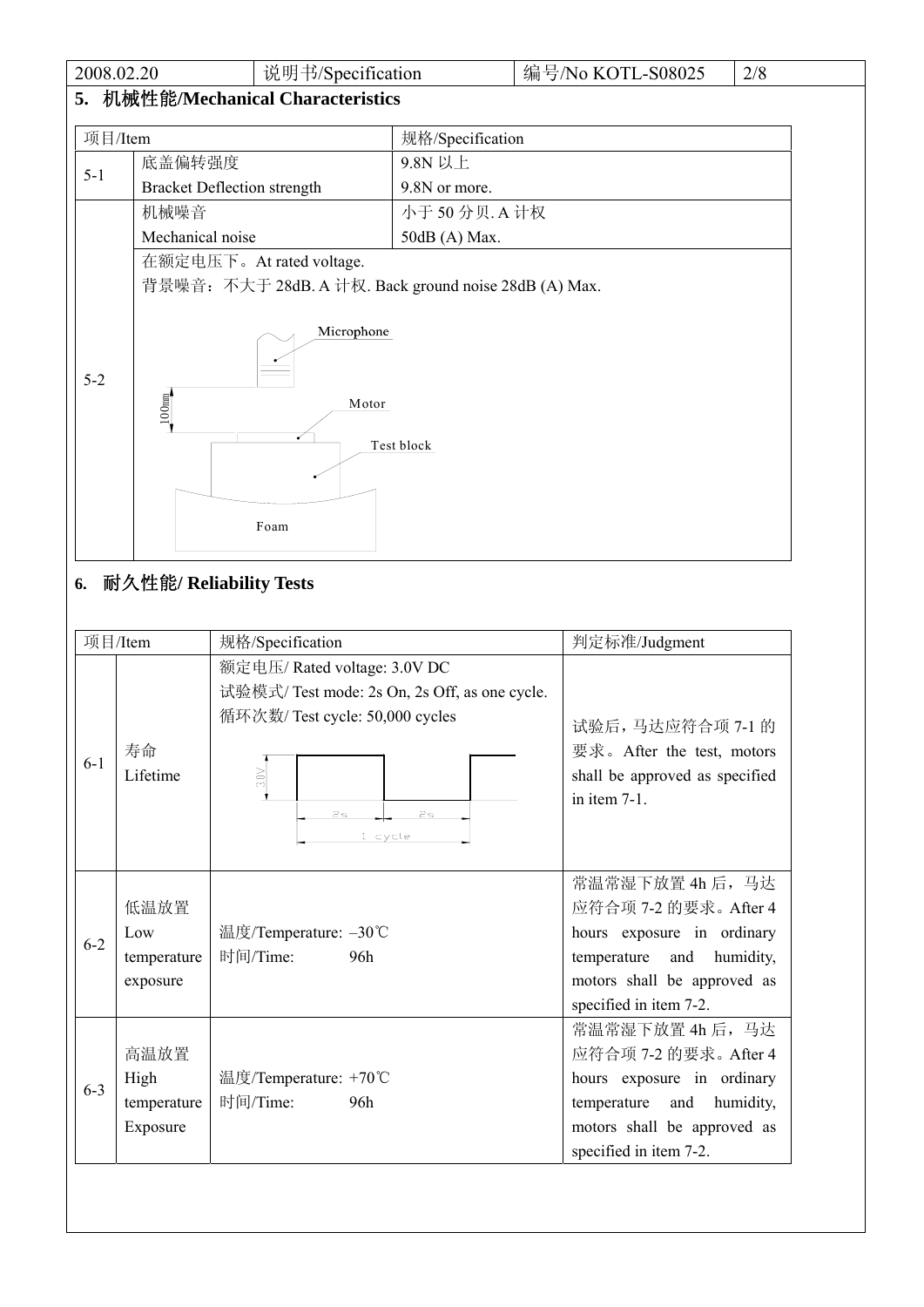## 5. 机械性能/Mechanical Characteristics

| 项目/Item | | 规格/Specification |
|---|---|---|
| 5-1 | 底盖偏转强度<br>Bracket Deflection strength | 9.8N 以上<br>9.8N or more. |
| 5-2 | 机械噪音<br>Mechanical noise | 小于 50 分贝. A 计权<br>50dB (A) Max. |
| | 在额定电压下。At rated voltage.<br>背景噪音：不大于 28dB. A 计权. Back ground noise 28dB (A) Max.<br>Microphone<br>100mm<br>Motor<br>Test block<br>Foam | |

## 6. 耐久性能/ Reliability Tests

| 项目/Item | | 规格/Specification | 判定标准/Judgment |
|---|---|---|---|
| 6-1 | 寿命<br>Lifetime | 额定电压/ Rated voltage: 3.0V DC<br>试验模式/ Test mode: 2s On, 2s Off, as one cycle.<br>循环次数/ Test cycle: 50,000 cycles<br>3.0V<br>2s 2s<br>1 cycle | 试验后，马达应符合项 7-1 的要求。After the test, motors shall be approved as specified in item 7-1. |
| 6-2 | 低温放置<br>Low temperature exposure | 温度/Temperature: –30℃<br>时间/Time: 96h | 常温常湿下放置 4h 后，马达应符合项 7-2 的要求。After 4 hours exposure in ordinary temperature and humidity, motors shall be approved as specified in item 7-2. |
| 6-3 | 高温放置<br>High temperature Exposure | 温度/Temperature: +70℃<br>时间/Time: 96h | 常温常湿下放置 4h 后，马达应符合项 7-2 的要求。After 4 hours exposure in ordinary temperature and humidity, motors shall be approved as specified in item 7-2. |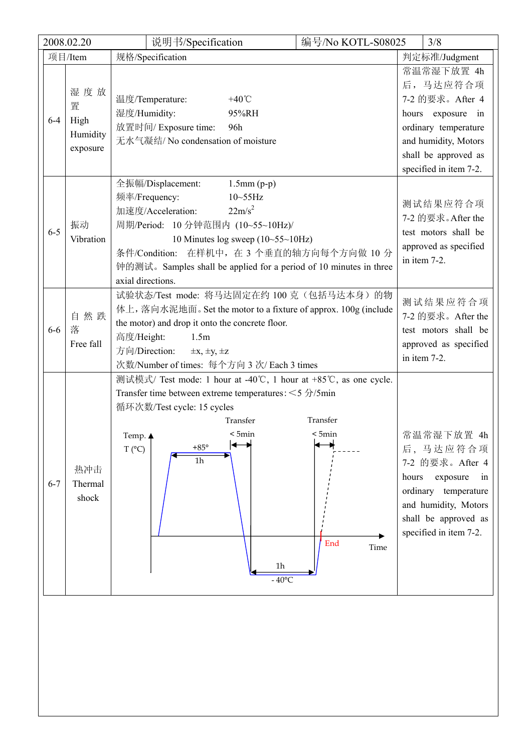| 2008.02.20 | 说明书/Specification | 编号/No KOTL-S08025 | 3/8 |
|---|---|---|---|

| 项目/Item | | 规格/Specification | 判定标准/Judgment |
|---|---|---|---|
| 6-4 | 湿度放置 High Humidity exposure | 温度/Temperature: +40℃<br>湿度/Humidity: 95%RH<br>放置时间/ Exposure time: 96h<br>无水气凝结/ No condensation of moisture | 常温常湿下放置 4h 后，马达应符合项 7-2 的要求。After 4 hours exposure in ordinary temperature and humidity, Motors shall be approved as specified in item 7-2. |
| 6-5 | 振动 Vibration | 全振幅/Displacement: 1.5mm (p-p)<br>频率/Frequency: 10~55Hz<br>加速度/Acceleration: 22m/s$^2$<br>周期/Period: 10 分钟范围内 (10~55~10Hz)/ 10 Minutes log sweep (10~55~10Hz)<br>条件/Condition: 在样机中，在 3 个垂直的轴方向每个方向做 10 分钟的测试。Samples shall be applied for a period of 10 minutes in three axial directions. | 测试结果应符合项 7-2 的要求。After the test motors shall be approved as specified in item 7-2. |
| 6-6 | 自然跌落 Free fall | 试验状态/Test mode: 将马达固定在约 100 克（包括马达本身）的物体上，落向水泥地面。Set the motor to a fixture of approx. 100g (include the motor) and drop it onto the concrete floor.<br>高度/Height: 1.5m<br>方向/Direction: ±x, ±y, ±z<br>次数/Number of times: 每个方向 3 次/ Each 3 times | 测试结果应符合项 7-2 的要求。After the test motors shall be approved as specified in item 7-2. |
| 6-7 | 热冲击 Thermal shock | 测试模式/ Test mode: 1 hour at -40℃, 1 hour at +85℃, as one cycle. Transfer time between extreme temperatures: <5 分/5min<br>循环次数/Test cycle: 15 cycles<br>[Diagram: Temp. T (°C) vs Time; +85° for 1h; Transfer < 5min; -40°C for 1h; Transfer < 5min; End] | 常温常湿下放置 4h 后，马达应符合项 7-2 的要求。After 4 hours exposure in ordinary temperature and humidity, Motors shall be approved as specified in item 7-2. |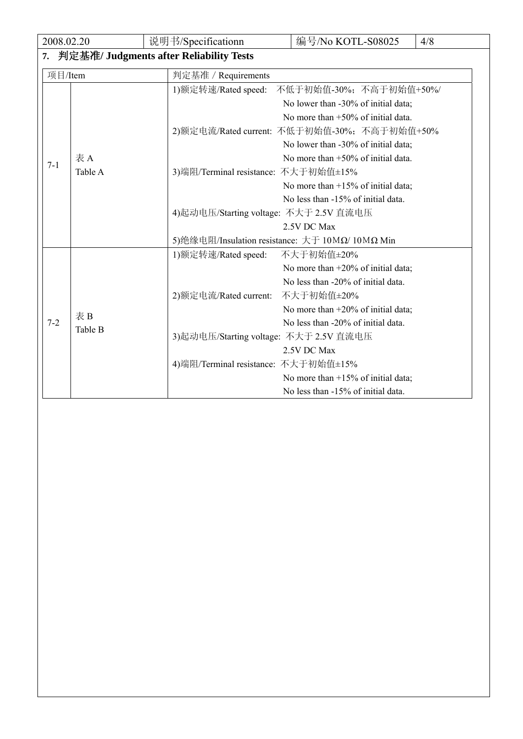## 7. 判定基准/ Judgments after Reliability Tests

| 项目/Item | | 判定基准 / Requirements |
|---|---|---|
| 7-1 | 表 A<br>Table A | 1)额定转速/Rated speed: 不低于初始值-30%；不高于初始值+50%/<br>No lower than -30% of initial data;<br>No more than +50% of initial data.<br>2)额定电流/Rated current: 不低于初始值-30%；不高于初始值+50%<br>No lower than -30% of initial data;<br>No more than +50% of initial data.<br>3)端阻/Terminal resistance: 不大于初始值±15%<br>No more than +15% of initial data;<br>No less than -15% of initial data.<br>4)起动电压/Starting voltage: 不大于 2.5V 直流电压<br>2.5V DC Max<br>5)绝缘电阻/Insulation resistance: 大于 10MΩ/ 10MΩ Min |
| 7-2 | 表 B<br>Table B | 1)额定转速/Rated speed: 不大于初始值±20%<br>No more than +20% of initial data;<br>No less than -20% of initial data.<br>2)额定电流/Rated current: 不大于初始值±20%<br>No more than +20% of initial data;<br>No less than -20% of initial data.<br>3)起动电压/Starting voltage: 不大于 2.5V 直流电压<br>2.5V DC Max<br>4)端阻/Terminal resistance: 不大于初始值±15%<br>No more than +15% of initial data;<br>No less than -15% of initial data. |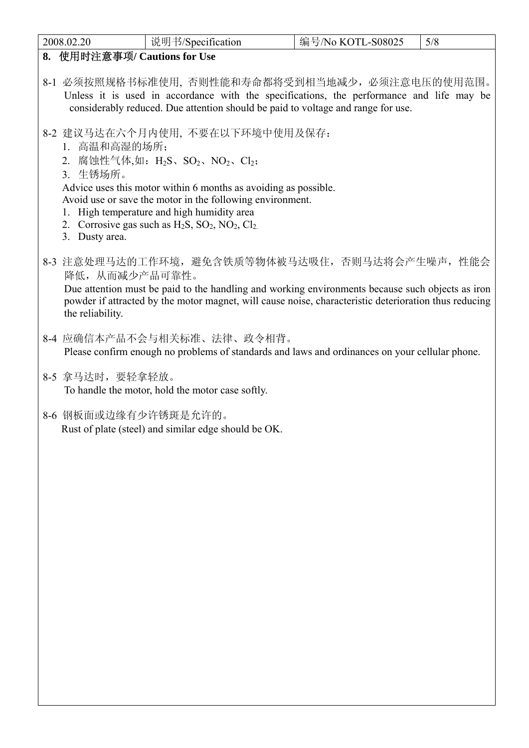## 8. 使用时注意事项/ Cautions for Use

8-1 必须按照规格书标准使用, 否则性能和寿命都将受到相当地减少，必须注意电压的使用范围。
Unless it is used in accordance with the specifications, the performance and life may be considerably reduced. Due attention should be paid to voltage and range for use.

8-2 建议马达在六个月内使用, 不要在以下环境中使用及保存：

1. 高温和高湿的场所；
2. 腐蚀性气体,如：$H_2S$、$SO_2$、$NO_2$、$Cl_2$；
3. 生锈场所。

Advice uses this motor within 6 months as avoiding as possible.
Avoid use or save the motor in the following environment.

1. High temperature and high humidity area
2. Corrosive gas such as $H_2S$, $SO_2$, $NO_2$, $Cl_2$.
3. Dusty area.

8-3 注意处理马达的工作环境，避免含铁质等物体被马达吸住，否则马达将会产生噪声，性能会降低，从而减少产品可靠性。
Due attention must be paid to the handling and working environments because such objects as iron powder if attracted by the motor magnet, will cause noise, characteristic deterioration thus reducing the reliability.

8-4 应确信本产品不会与相关标准、法律、政令相背。
Please confirm enough no problems of standards and laws and ordinances on your cellular phone.

8-5 拿马达时，要轻拿轻放。
To handle the motor, hold the motor case softly.

8-6 钢板面或边缘有少许锈斑是允许的。
Rust of plate (steel) and similar edge should be OK.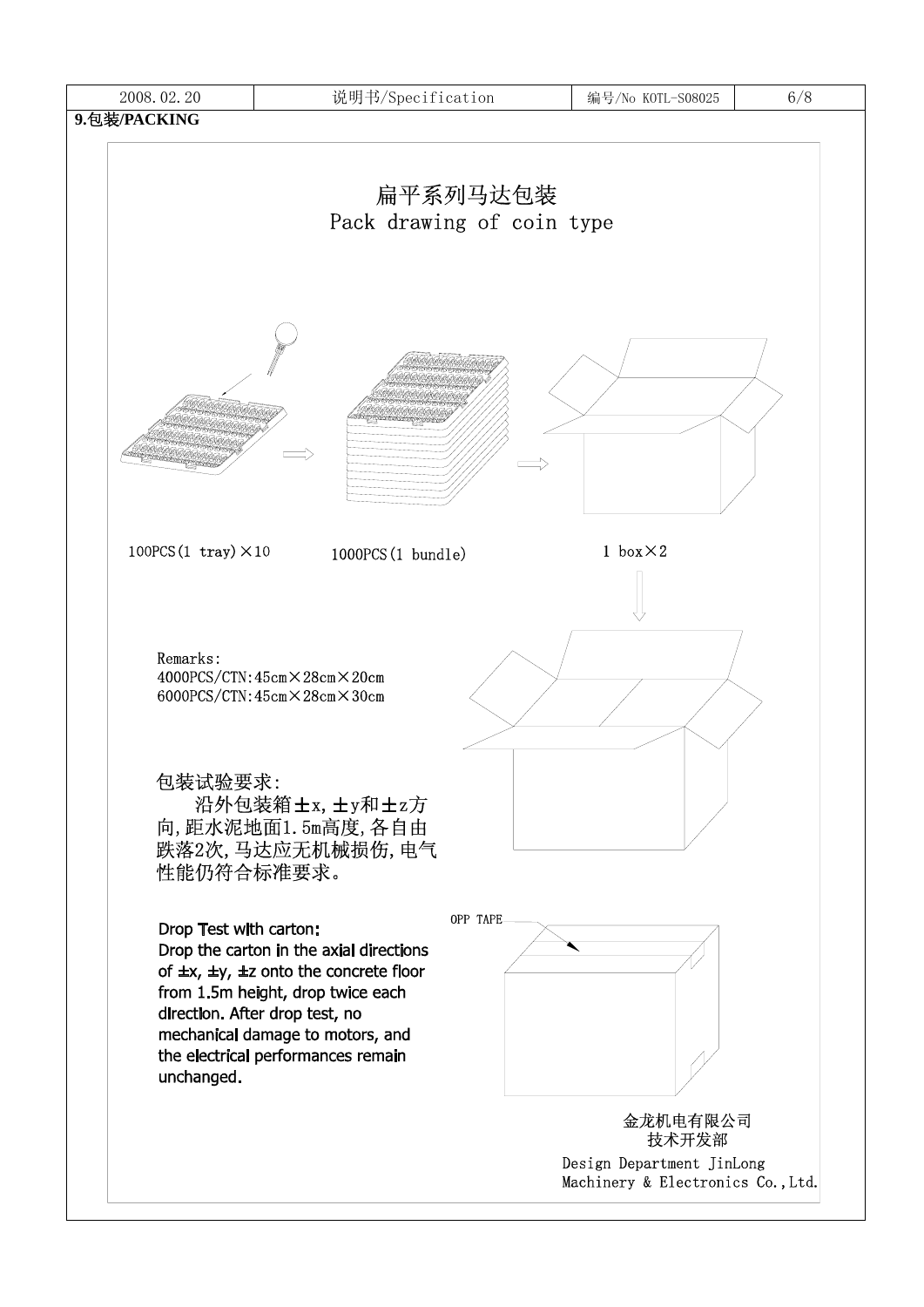## 9.包装/PACKING

### 扁平系列马达包装
### Pack drawing of coin type

100PCS(1 tray)×10

1000PCS(1 bundle)

1 box×2

Remarks:
4000PCS/CTN:45cm×28cm×20cm
6000PCS/CTN:45cm×28cm×30cm

包装试验要求:
沿外包装箱±x, ±y和±z方向,距水泥地面1.5m高度,各自由跌落2次,马达应无机械损伤,电气性能仍符合标准要求。

Drop Test with carton:
Drop the carton in the axial directions of ±x, ±y, ±z onto the concrete floor from 1.5m height, drop twice each direction. After drop test, no mechanical damage to motors, and the electrical performances remain unchanged.

OPP TAPE

金龙机电有限公司
技术开发部
Design Department JinLong Machinery & Electronics Co.,Ltd.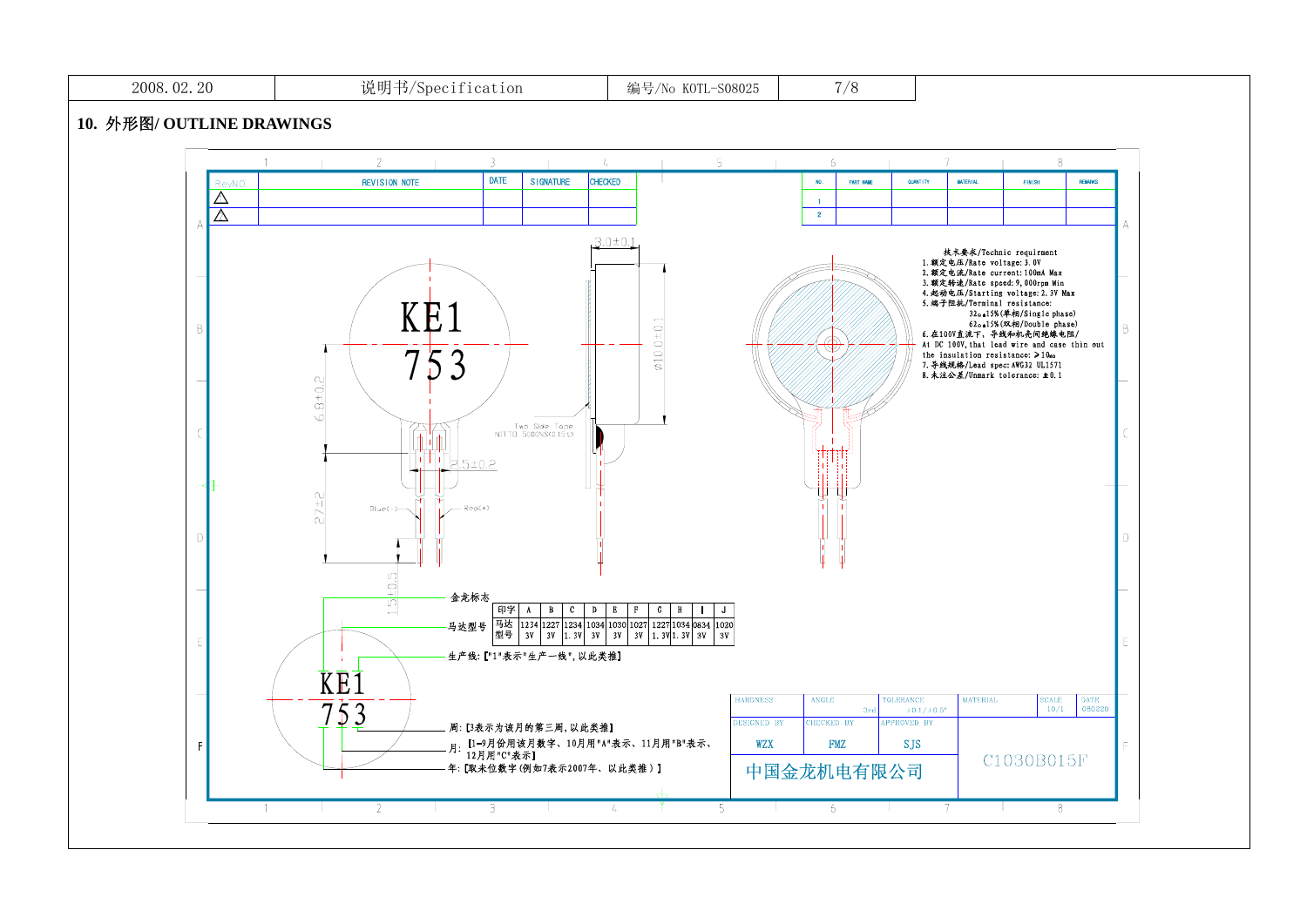## 10. 外形图/ OUTLINE DRAWINGS

| RevNO. | REVISION NOTE | DATE | SIGNATURE | CHECKED |
|---|---|---|---|---|
| △ | | | | |
| △ | | | | |

| NO. | PART NAME | QUANTITY | MATERIAL | FINISH | REMARKS |
|---|---|---|---|---|---|
| 1 | | | | | |
| 2 | | | | | |

KE1
753

3.0±0.1

Ø10.0±0.1

6.8±0.2

2.5±0.2

27±2

1.5±0.5

Two Side Tape
NITTO 5000NS(0.15t)

Blue(-)

Red(+)

技术要求/Technic requirment
1.额定电压/Rate voltage:3.0V
2.额定电流/Rate current:100mA Max
3.额定转速/Rate speed:9,000rpm Min
4.起动电压/Starting voltage:2.3V Max
5.端子阻抗/Terminal resistance:
32Ω±15%(单相/Single phase)
62Ω±15%(双相/Double phase)
6.在100V直流下,导线和机壳间绝缘电阻/
At DC 100V,that lead wire and case thin out
the insulation resistance:≥10MΩ
7.导线规格/Lead spec:AWG32 UL1571
8.未注公差/Unmark tolerance:±0.1

金龙标志

马达型号

| 印字 | A | B | C | D | E | F | G | H | I | J |
|---|---|---|---|---|---|---|---|---|---|---|
| 马达型号 | 1234 3V | 1227 3V | 1234 1.3V | 1034 3V | 1030 3V | 1027 3V | 1227 1.3V | 1034 1.3V | 0834 3V | 1020 3V |

生产线:【"1"表示"生产一线",以此类推】

KE1
753

周:【3表示为该月的第三周,以此类推】

月:【1-9月份用该月数字、10月用"A"表示、11月用"B"表示、12月用"C"表示】

年:【取末位数字(例如7表示2007年、以此类推)】

| HARDNESS | ANGLE 3rd | TOLERANCE ±0.1/±0.5° | MATERIAL | SCALE 10/1 | DATE 080220 |
|---|---|---|---|---|---|
| DESIGNED BY WZX | CHECKED BY FMZ | APPROVED BY SJS | C1030B015F | | |

中国金龙机电有限公司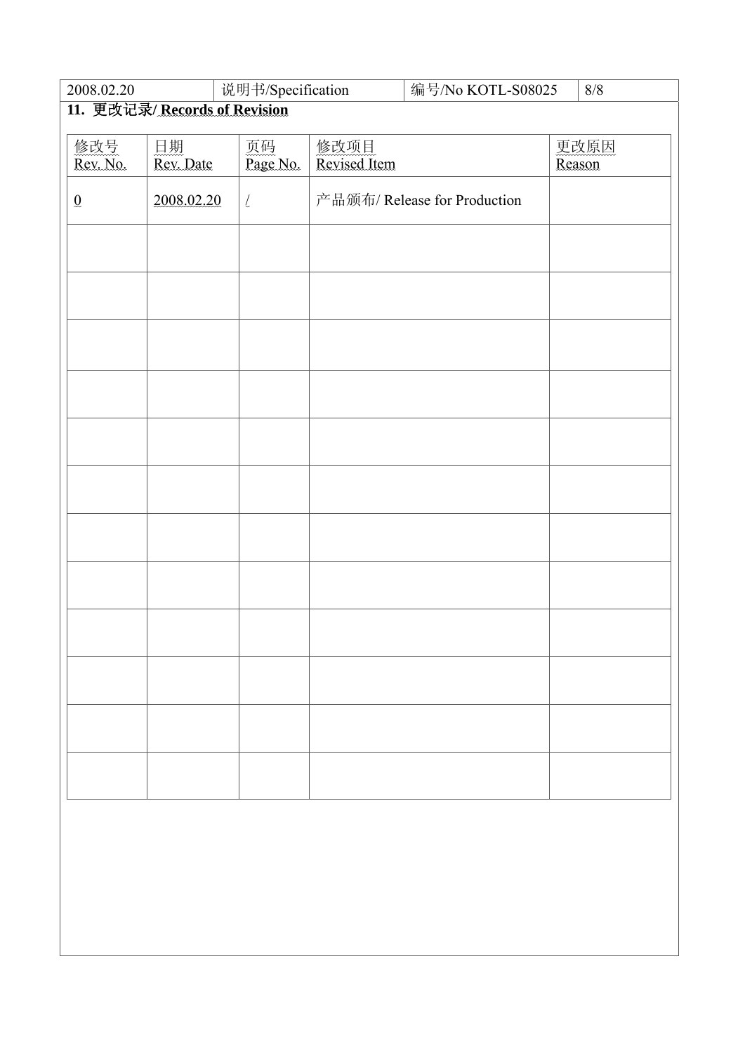**11. 更改记录/ Records of Revision**

| 修改号 Rev. No. | 日期 Rev. Date | 页码 Page No. | 修改项目 Revised Item | 更改原因 Reason |
|---|---|---|---|---|
| 0 | 2008.02.20 | / | 产品颁布/ Release for Production | |
| | | | | |
| | | | | |
| | | | | |
| | | | | |
| | | | | |
| | | | | |
| | | | | |
| | | | | |
| | | | | |
| | | | | |
| | | | | |
| | | | | |